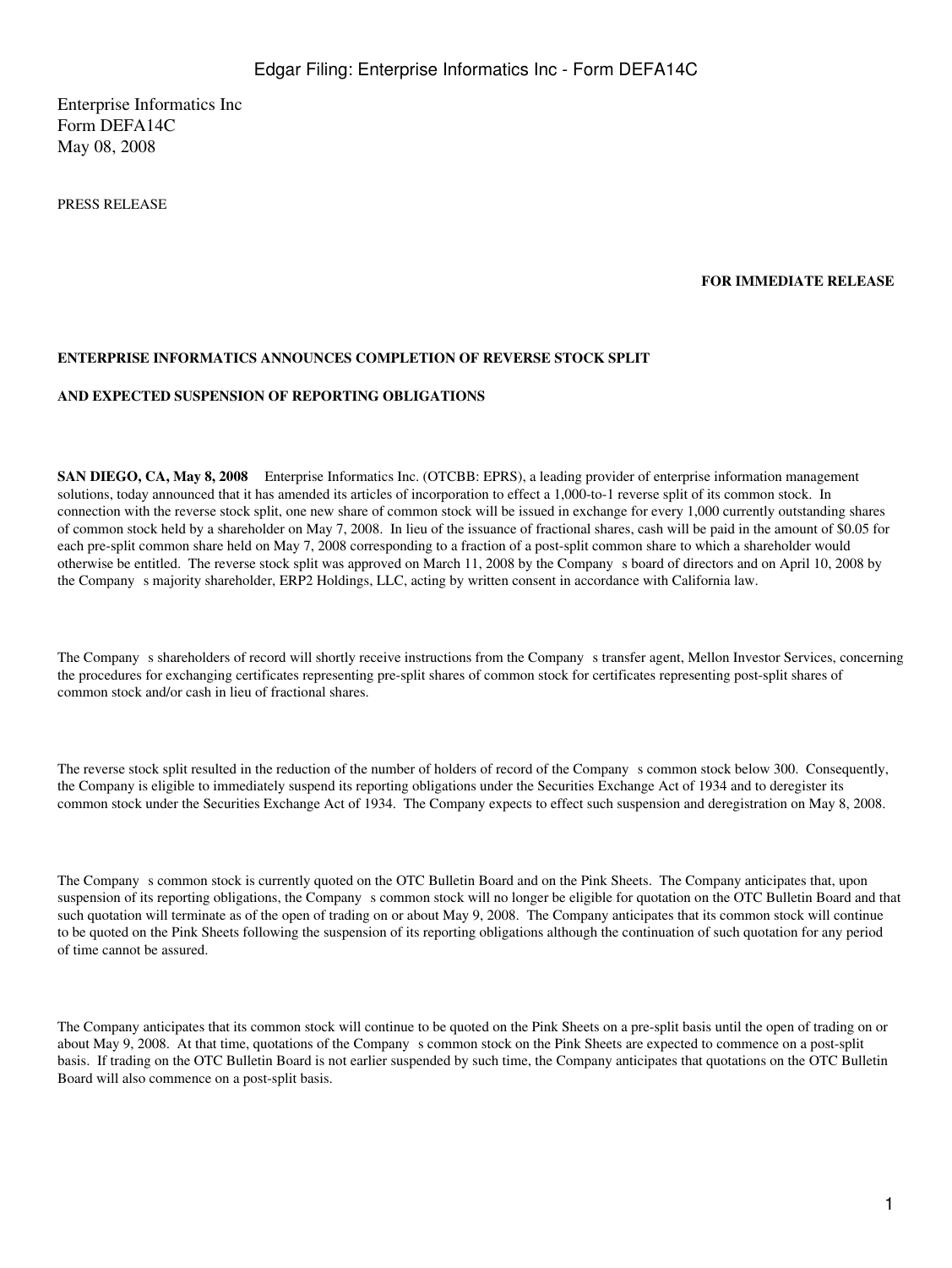Enterprise Informatics Inc
Form DEFA14C
May 08, 2008

PRESS RELEASE

**FOR IMMEDIATE RELEASE**

**ENTERPRISE INFORMATICS ANNOUNCES COMPLETION OF REVERSE STOCK SPLIT**

**AND EXPECTED SUSPENSION OF REPORTING OBLIGATIONS**

**SAN DIEGO, CA, May 8, 2008** Enterprise Informatics Inc. (OTCBB: EPRS), a leading provider of enterprise information management solutions, today announced that it has amended its articles of incorporation to effect a 1,000-to-1 reverse split of its common stock. In connection with the reverse stock split, one new share of common stock will be issued in exchange for every 1,000 currently outstanding shares of common stock held by a shareholder on May 7, 2008. In lieu of the issuance of fractional shares, cash will be paid in the amount of $0.05 for each pre-split common share held on May 7, 2008 corresponding to a fraction of a post-split common share to which a shareholder would otherwise be entitled. The reverse stock split was approved on March 11, 2008 by the Company s board of directors and on April 10, 2008 by the Company s majority shareholder, ERP2 Holdings, LLC, acting by written consent in accordance with California law.

The Company s shareholders of record will shortly receive instructions from the Company s transfer agent, Mellon Investor Services, concerning the procedures for exchanging certificates representing pre-split shares of common stock for certificates representing post-split shares of common stock and/or cash in lieu of fractional shares.

The reverse stock split resulted in the reduction of the number of holders of record of the Company s common stock below 300. Consequently, the Company is eligible to immediately suspend its reporting obligations under the Securities Exchange Act of 1934 and to deregister its common stock under the Securities Exchange Act of 1934. The Company expects to effect such suspension and deregistration on May 8, 2008.

The Company s common stock is currently quoted on the OTC Bulletin Board and on the Pink Sheets. The Company anticipates that, upon suspension of its reporting obligations, the Company s common stock will no longer be eligible for quotation on the OTC Bulletin Board and that such quotation will terminate as of the open of trading on or about May 9, 2008. The Company anticipates that its common stock will continue to be quoted on the Pink Sheets following the suspension of its reporting obligations although the continuation of such quotation for any period of time cannot be assured.

The Company anticipates that its common stock will continue to be quoted on the Pink Sheets on a pre-split basis until the open of trading on or about May 9, 2008. At that time, quotations of the Company s common stock on the Pink Sheets are expected to commence on a post-split basis. If trading on the OTC Bulletin Board is not earlier suspended by such time, the Company anticipates that quotations on the OTC Bulletin Board will also commence on a post-split basis.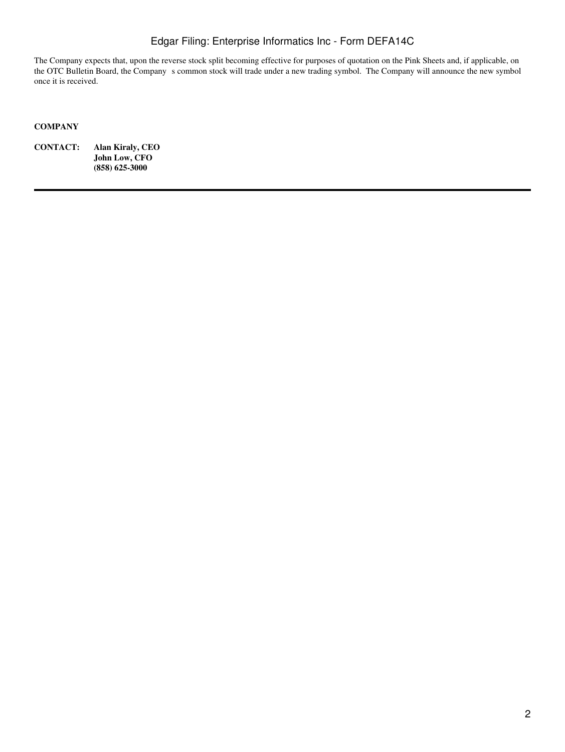The Company expects that, upon the reverse stock split becoming effective for purposes of quotation on the Pink Sheets and, if applicable, on the OTC Bulletin Board, the Company s common stock will trade under a new trading symbol. The Company will announce the new symbol once it is received.

**COMPANY**

**CONTACT:** **Alan Kiraly, CEO**
**John Low, CFO**
**(858) 625-3000**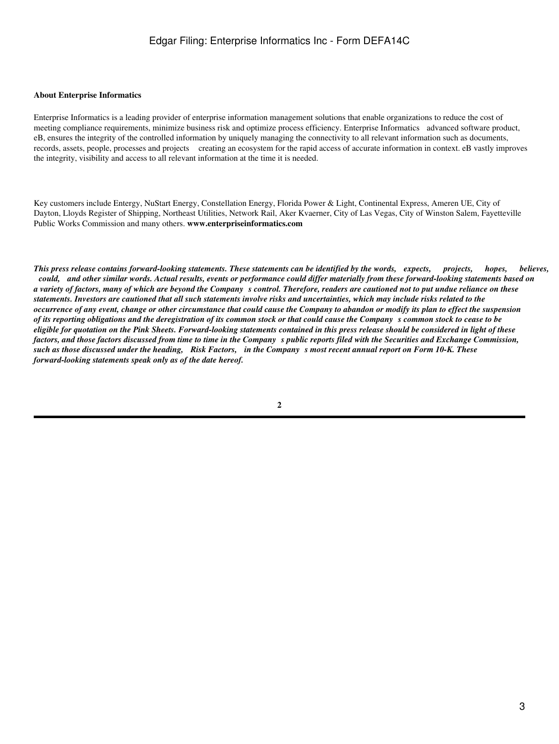**About Enterprise Informatics**

Enterprise Informatics is a leading provider of enterprise information management solutions that enable organizations to reduce the cost of meeting compliance requirements, minimize business risk and optimize process efficiency. Enterprise Informatics advanced software product, eB, ensures the integrity of the controlled information by uniquely managing the connectivity to all relevant information such as documents, records, assets, people, processes and projects creating an ecosystem for the rapid access of accurate information in context. eB vastly improves the integrity, visibility and access to all relevant information at the time it is needed.

Key customers include Entergy, NuStart Energy, Constellation Energy, Florida Power & Light, Continental Express, Ameren UE, City of Dayton, Lloyds Register of Shipping, Northeast Utilities, Network Rail, Aker Kvaerner, City of Las Vegas, City of Winston Salem, Fayetteville Public Works Commission and many others. **www.enterpriseinformatics.com**

***This press release contains forward-looking statements. These statements can be identified by the words, expects, projects, hopes, believes, could, and other similar words. Actual results, events or performance could differ materially from these forward-looking statements based on a variety of factors, many of which are beyond the Company s control. Therefore, readers are cautioned not to put undue reliance on these statements. Investors are cautioned that all such statements involve risks and uncertainties, which may include risks related to the occurrence of any event, change or other circumstance that could cause the Company to abandon or modify its plan to effect the suspension of its reporting obligations and the deregistration of its common stock or that could cause the Company s common stock to cease to be eligible for quotation on the Pink Sheets. Forward-looking statements contained in this press release should be considered in light of these factors, and those factors discussed from time to time in the Company s public reports filed with the Securities and Exchange Commission, such as those discussed under the heading, Risk Factors, in the Company s most recent annual report on Form 10-K. These forward-looking statements speak only as of the date hereof.***